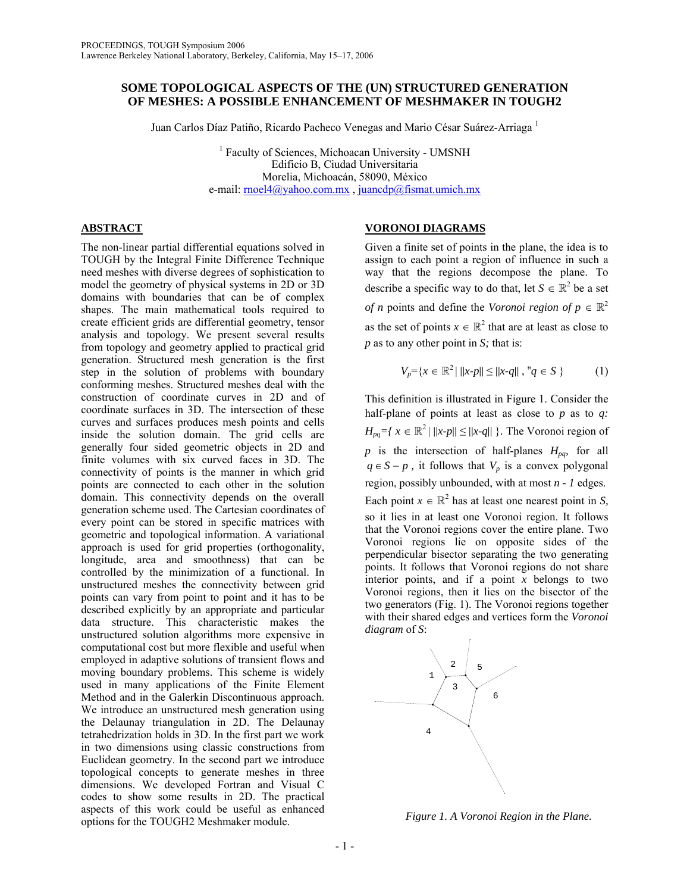# SOME TOPOLOGICAL ASPECTS OF THE (UN) STRUCTURED GENERATION OF MESHES: A POSSIBLE ENHANCEMENT OF MESHMAKER IN TOUGH2

Juan Carlos Díaz Patiño, Ricardo Pacheco Venegas and Mario César Suárez-Arriaga [1]

[1] Faculty of Sciences, Michoacan University - UMSNH
Edificio B, Ciudad Universitaria
Morelia, Michoacán, 58090, México
e-mail: rnoel4@yahoo.com.mx , juancdp@fismat.umich.mx

## ABSTRACT

The non-linear partial differential equations solved in TOUGH by the Integral Finite Difference Technique need meshes with diverse degrees of sophistication to model the geometry of physical systems in 2D or 3D domains with boundaries that can be of complex shapes. The main mathematical tools required to create efficient grids are differential geometry, tensor analysis and topology. We present several results from topology and geometry applied to practical grid generation. Structured mesh generation is the first step in the solution of problems with boundary conforming meshes. Structured meshes deal with the construction of coordinate curves in 2D and of coordinate surfaces in 3D. The intersection of these curves and surfaces produces mesh points and cells inside the solution domain. The grid cells are generally four sided geometric objects in 2D and finite volumes with six curved faces in 3D. The connectivity of points is the manner in which grid points are connected to each other in the solution domain. This connectivity depends on the overall generation scheme used. The Cartesian coordinates of every point can be stored in specific matrices with geometric and topological information. A variational approach is used for grid properties (orthogonality, longitude, area and smoothness) that can be controlled by the minimization of a functional. In unstructured meshes the connectivity between grid points can vary from point to point and it has to be described explicitly by an appropriate and particular data structure. This characteristic makes the unstructured solution algorithms more expensive in computational cost but more flexible and useful when employed in adaptive solutions of transient flows and moving boundary problems. This scheme is widely used in many applications of the Finite Element Method and in the Galerkin Discontinuous approach. We introduce an unstructured mesh generation using the Delaunay triangulation in 2D. The Delaunay tetrahedrization holds in 3D. In the first part we work in two dimensions using classic constructions from Euclidean geometry. In the second part we introduce topological concepts to generate meshes in three dimensions. We developed Fortran and Visual C codes to show some results in 2D. The practical aspects of this work could be useful as enhanced options for the TOUGH2 Meshmaker module.

## VORONOI DIAGRAMS

Given a finite set of points in the plane, the idea is to assign to each point a region of influence in such a way that the regions decompose the plane. To describe a specific way to do that, let $S \in \mathbb{R}^2$ be a set *of n* points and define the *Voronoi region of* $p \in \mathbb{R}^2$ as the set of points $x \in \mathbb{R}^2$ that are at least as close to *p* as to any other point in *S;* that is:

$$V_p=\{x \in \mathbb{R}^2 \mid \|x-p\| \leq \|x-q\| , \forall q \in S \} \tag{1}$$

This definition is illustrated in Figure 1. Consider the half-plane of points at least as close to *p* as to *q:* $H_{pq}=\{ x \in \mathbb{R}^2 \mid \|x-p\| \leq \|x-q\| \}$. The Voronoi region of *p* is the intersection of half-planes $H_{pq}$, for all $q \in S - p$, it follows that $V_p$ is a convex polygonal region, possibly unbounded, with at most $n - 1$ edges.

Each point $x \in \mathbb{R}^2$ has at least one nearest point in *S,* so it lies in at least one Voronoi region. It follows that the Voronoi regions cover the entire plane. Two Voronoi regions lie on opposite sides of the perpendicular bisector separating the two generating points. It follows that Voronoi regions do not share interior points, and if a point *x* belongs to two Voronoi regions, then it lies on the bisector of the two generators (Fig. 1). The Voronoi regions together with their shared edges and vertices form the *Voronoi diagram* of *S*:

*Figure 1. A Voronoi Region in the Plane.*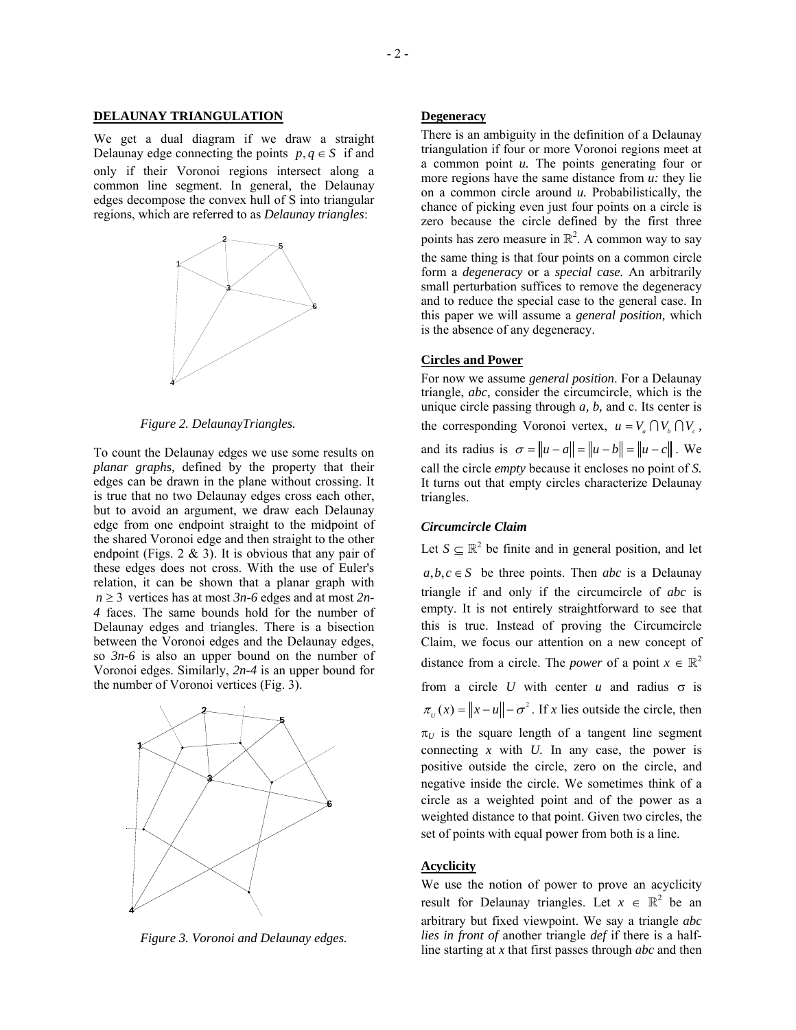## DELAUNAY TRIANGULATION

We get a dual diagram if we draw a straight Delaunay edge connecting the points $p, q \in S$ if and only if their Voronoi regions intersect along a common line segment. In general, the Delaunay edges decompose the convex hull of S into triangular regions, which are referred to as *Delaunay triangles*:

*Figure 2. DelaunayTriangles.*

To count the Delaunay edges we use some results on *planar graphs,* defined by the property that their edges can be drawn in the plane without crossing. It is true that no two Delaunay edges cross each other, but to avoid an argument, we draw each Delaunay edge from one endpoint straight to the midpoint of the shared Voronoi edge and then straight to the other endpoint (Figs. 2 & 3). It is obvious that any pair of these edges does not cross. With the use of Euler's relation, it can be shown that a planar graph with $n \geq 3$ vertices has at most *3n-6* edges and at most *2n-4* faces. The same bounds hold for the number of Delaunay edges and triangles. There is a bisection between the Voronoi edges and the Delaunay edges, so *3n-6* is also an upper bound on the number of Voronoi edges. Similarly, *2n-4* is an upper bound for the number of Voronoi vertices (Fig. 3).

*Figure 3. Voronoi and Delaunay edges.*

### Degeneracy

There is an ambiguity in the definition of a Delaunay triangulation if four or more Voronoi regions meet at a common point *u.* The points generating four or more regions have the same distance from *u:* they lie on a common circle around *u.* Probabilistically, the chance of picking even just four points on a circle is zero because the circle defined by the first three points has zero measure in $\mathbb{R}^2$. A common way to say the same thing is that four points on a common circle form a *degeneracy* or a *special case.* An arbitrarily small perturbation suffices to remove the degeneracy and to reduce the special case to the general case. In this paper we will assume a *general position,* which is the absence of any degeneracy.

### Circles and Power

For now we assume *general position*. For a Delaunay triangle, *abc,* consider the circumcircle, which is the unique circle passing through *a, b,* and c. Its center is the corresponding Voronoi vertex, $u = V_a \cap V_b \cap V_c$, and its radius is $\sigma = \|u-a\| = \|u-b\| = \|u-c\|$. We call the circle *empty* because it encloses no point of *S.* It turns out that empty circles characterize Delaunay triangles.

#### *Circumcircle Claim*

Let $S \subseteq \mathbb{R}^2$ be finite and in general position, and let $a, b, c \in S$ be three points. Then *abc* is a Delaunay triangle if and only if the circumcircle of *abc* is empty. It is not entirely straightforward to see that this is true. Instead of proving the Circumcircle Claim, we focus our attention on a new concept of distance from a circle. The *power* of a point $x \in \mathbb{R}^2$ from a circle *U* with center *u* and radius $\sigma$ is $\pi_U(x) = \|x-u\| - \sigma^2$. If *x* lies outside the circle, then $\pi_U$ is the square length of a tangent line segment connecting *x* with *U.* In any case, the power is positive outside the circle, zero on the circle, and negative inside the circle. We sometimes think of a circle as a weighted point and of the power as a weighted distance to that point. Given two circles, the set of points with equal power from both is a line.

### Acyclicity

We use the notion of power to prove an acyclicity result for Delaunay triangles. Let $x \in \mathbb{R}^2$ be an arbitrary but fixed viewpoint. We say a triangle *abc lies in front of* another triangle *def* if there is a half-line starting at *x* that first passes through *abc* and then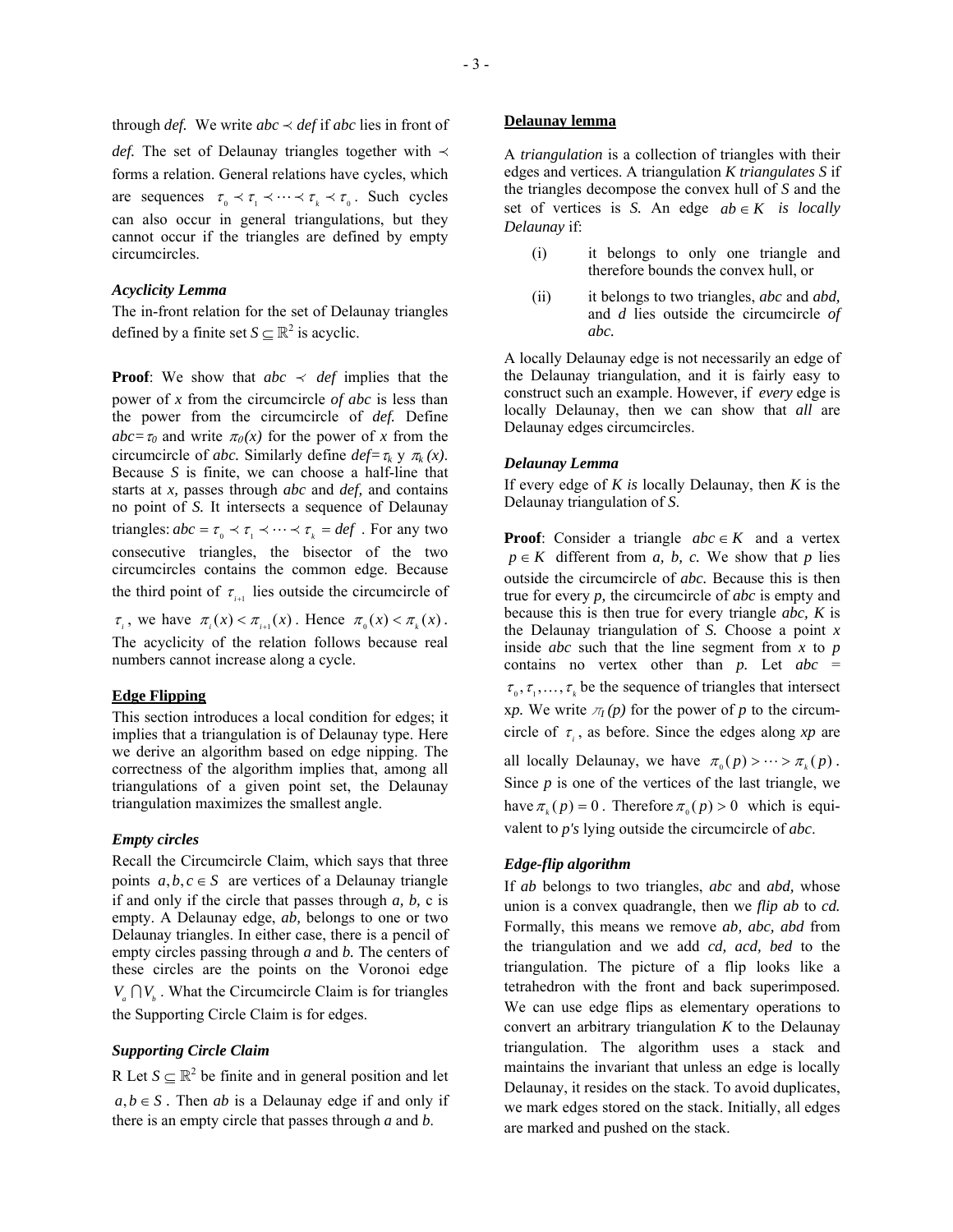through *def*. We write $abc \prec def$ if *abc* lies in front of *def*. The set of Delaunay triangles together with $\prec$ forms a relation. General relations have cycles, which are sequences $\tau_0 \prec \tau_1 \prec \cdots \prec \tau_k \prec \tau_0$. Such cycles can also occur in general triangulations, but they cannot occur if the triangles are defined by empty circumcircles.

### *Acyclicity Lemma*

The in-front relation for the set of Delaunay triangles defined by a finite set $S \subseteq \mathbb{R}^2$ is acyclic.

**Proof**: We show that $abc \prec def$ implies that the power of *x* from the circumcircle *of abc* is less than the power from the circumcircle of *def.* Define $abc = \tau_0$ and write $\pi_0(x)$ for the power of *x* from the circumcircle of *abc.* Similarly define $def = \tau_k$ y $\pi_k(x)$. Because *S* is finite, we can choose a half-line that starts at *x,* passes through *abc* and *def,* and contains no point of *S.* It intersects a sequence of Delaunay triangles: $abc = \tau_0 \prec \tau_1 \prec \cdots \prec \tau_k = def$ . For any two consecutive triangles, the bisector of the two circumcircles contains the common edge. Because the third point of $\tau_{i+1}$ lies outside the circumcircle of $\tau_i$, we have $\pi_i(x) < \pi_{i+1}(x)$. Hence $\pi_0(x) < \pi_k(x)$. The acyclicity of the relation follows because real numbers cannot increase along a cycle.

## Edge Flipping

This section introduces a local condition for edges; it implies that a triangulation is of Delaunay type. Here we derive an algorithm based on edge nipping. The correctness of the algorithm implies that, among all triangulations of a given point set, the Delaunay triangulation maximizes the smallest angle.

### *Empty circles*

Recall the Circumcircle Claim, which says that three points $a, b, c \in S$ are vertices of a Delaunay triangle if and only if the circle that passes through *a, b,* c is empty. A Delaunay edge, *ab,* belongs to one or two Delaunay triangles. In either case, there is a pencil of empty circles passing through *a* and *b.* The centers of these circles are the points on the Voronoi edge $V_a \cap V_b$. What the Circumcircle Claim is for triangles the Supporting Circle Claim is for edges.

### *Supporting Circle Claim*

R Let $S \subseteq \mathbb{R}^2$ be finite and in general position and let $a, b \in S$. Then *ab* is a Delaunay edge if and only if there is an empty circle that passes through *a* and *b*.

## Delaunay lemma

A *triangulation* is a collection of triangles with their edges and vertices. A triangulation *K triangulates S* if the triangles decompose the convex hull of *S* and the set of vertices is *S.* An edge $ab \in K$ *is locally Delaunay* if:

(i) it belongs to only one triangle and therefore bounds the convex hull, or

(ii) it belongs to two triangles, *abc* and *abd,* and *d* lies outside the circumcircle *of abc.*

A locally Delaunay edge is not necessarily an edge of the Delaunay triangulation, and it is fairly easy to construct such an example. However, if *every* edge is locally Delaunay, then we can show that *all* are Delaunay edges circumcircles.

### *Delaunay Lemma*

If every edge of *K is* locally Delaunay, then *K* is the Delaunay triangulation of *S*.

**Proof**: Consider a triangle $abc \in K$ and a vertex $p \in K$ different from *a, b, c.* We show that *p* lies outside the circumcircle of *abc.* Because this is then true for every *p,* the circumcircle of *abc* is empty and because this is then true for every triangle *abc, K* is the Delaunay triangulation of *S.* Choose a point *x* inside *abc* such that the line segment from *x* to *p* contains no vertex other than *p.* Let *abc* = $\tau_0, \tau_1, \ldots, \tau_k$ be the sequence of triangles that intersect x*p.* We write $\pi_i(p)$ for the power of *p* to the circumcircle of $\tau_i$, as before. Since the edges along *xp* are all locally Delaunay, we have $\pi_0(p) > \cdots > \pi_k(p)$. Since *p* is one of the vertices of the last triangle, we have $\pi_k(p) = 0$. Therefore $\pi_0(p) > 0$ which is equivalent to *p's* lying outside the circumcircle of *abc*.

### *Edge-flip algorithm*

If *ab* belongs to two triangles, *abc* and *abd,* whose union is a convex quadrangle, then we *flip ab* to *cd.* Formally, this means we remove *ab, abc, abd* from the triangulation and we add *cd, acd, bed* to the triangulation. The picture of a flip looks like a tetrahedron with the front and back superimposed. We can use edge flips as elementary operations to convert an arbitrary triangulation *K* to the Delaunay triangulation. The algorithm uses a stack and maintains the invariant that unless an edge is locally Delaunay, it resides on the stack. To avoid duplicates, we mark edges stored on the stack. Initially, all edges are marked and pushed on the stack.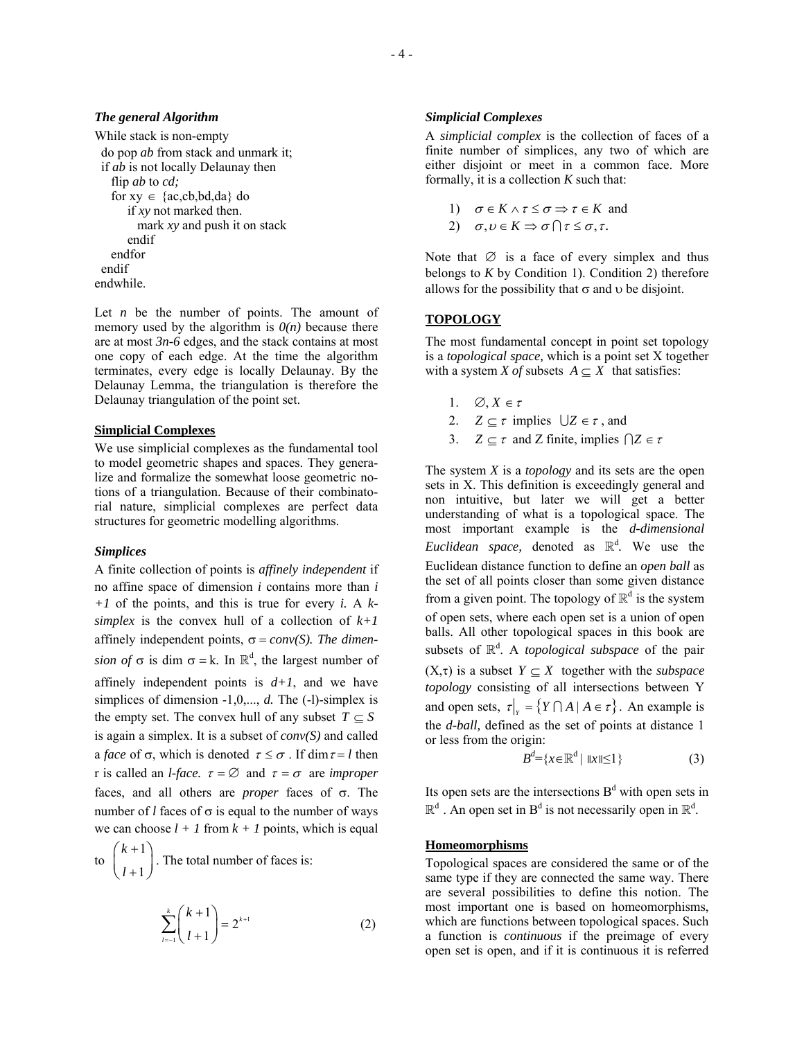### *The general Algorithm*

```
While stack is non-empty
  do pop ab from stack and unmark it;
  if ab is not locally Delaunay then
    flip ab to cd;
    for xy ∈ {ac,cb,bd,da} do
        if xy not marked then.
          mark xy and push it on stack
        endif
    endfor
  endif
endwhile.
```

Let *n* be the number of points. The amount of memory used by the algorithm is *0(n)* because there are at most *3n-6* edges, and the stack contains at most one copy of each edge. At the time the algorithm terminates, every edge is locally Delaunay. By the Delaunay Lemma, the triangulation is therefore the Delaunay triangulation of the point set.

## Simplicial Complexes

We use simplicial complexes as the fundamental tool to model geometric shapes and spaces. They generalize and formalize the somewhat loose geometric notions of a triangulation. Because of their combinatorial nature, simplicial complexes are perfect data structures for geometric modelling algorithms.

### *Simplices*

A finite collection of points is *affinely independent* if no affine space of dimension *i* contains more than *i +1* of the points, and this is true for every *i.* A *k-simplex* is the convex hull of a collection of *k+1* affinely independent points, $\sigma = conv(S)$. *The dimension of* $\sigma$ is $\dim \sigma = k$. In $\mathbb{R}^d$, the largest number of affinely independent points is *d+1*, and we have simplices of dimension -1,0,..., *d.* The (-l)-simplex is the empty set. The convex hull of any subset $T \subseteq S$ is again a simplex. It is a subset of *conv(S)* and called a *face* of $\sigma$, which is denoted $\tau \leq \sigma$ . If $\dim \tau = l$ then r is called an *l-face.* $\tau = \varnothing$ and $\tau = \sigma$ are *improper* faces, and all others are *proper* faces of $\sigma$. The number of *l* faces of $\sigma$ is equal to the number of ways we can choose *l + 1* from *k + 1* points, which is equal to $\binom{k+1}{l+1}$. The total number of faces is:

$$\sum_{l=-1}^{k} \binom{k+1}{l+1} = 2^{k+1} \tag{2}$$

### *Simplicial Complexes*

A *simplicial complex* is the collection of faces of a finite number of simplices, any two of which are either disjoint or meet in a common face. More formally, it is a collection *K* such that:

1) $\sigma \in K \wedge \tau \leq \sigma \Rightarrow \tau \in K$ and
2) $\sigma, \upsilon \in K \Rightarrow \sigma \cap \tau \leq \sigma, \tau$.

Note that $\varnothing$ is a face of every simplex and thus belongs to *K* by Condition 1). Condition 2) therefore allows for the possibility that $\sigma$ and $\upsilon$ be disjoint.

## TOPOLOGY

The most fundamental concept in point set topology is a *topological space,* which is a point set X together with a system *X of* subsets $A \subseteq X$ that satisfies:

1. $\varnothing, X \in \tau$
2. $Z \subseteq \tau$ implies $\bigcup Z \in \tau$ , and
3. $Z \subseteq \tau$ and Z finite, implies $\bigcap Z \in \tau$

The system *X* is a *topology* and its sets are the open sets in X. This definition is exceedingly general and non intuitive, but later we will get a better understanding of what is a topological space. The most important example is the *d-dimensional Euclidean space,* denoted as $\mathbb{R}^d$. We use the Euclidean distance function to define an *open ball* as the set of all points closer than some given distance from a given point. The topology of $\mathbb{R}^d$ is the system of open sets, where each open set is a union of open balls. All other topological spaces in this book are subsets of $\mathbb{R}^d$. A *topological subspace* of the pair (X,τ) is a subset $Y \subseteq X$ together with the *subspace topology* consisting of all intersections between Y and open sets, $\tau|_Y = \{Y \cap A \mid A \in \tau\}$. An example is the *d-ball,* defined as the set of points at distance 1 or less from the origin:

$$B^d = \{x \in \mathbb{R}^d \mid \|x\| \leq 1\} \tag{3}$$

Its open sets are the intersections $B^d$ with open sets in $\mathbb{R}^d$ . An open set in $B^d$ is not necessarily open in $\mathbb{R}^d$.

## Homeomorphisms

Topological spaces are considered the same or of the same type if they are connected the same way. There are several possibilities to define this notion. The most important one is based on homeomorphisms, which are functions between topological spaces. Such a function is *continuous* if the preimage of every open set is open, and if it is continuous it is referred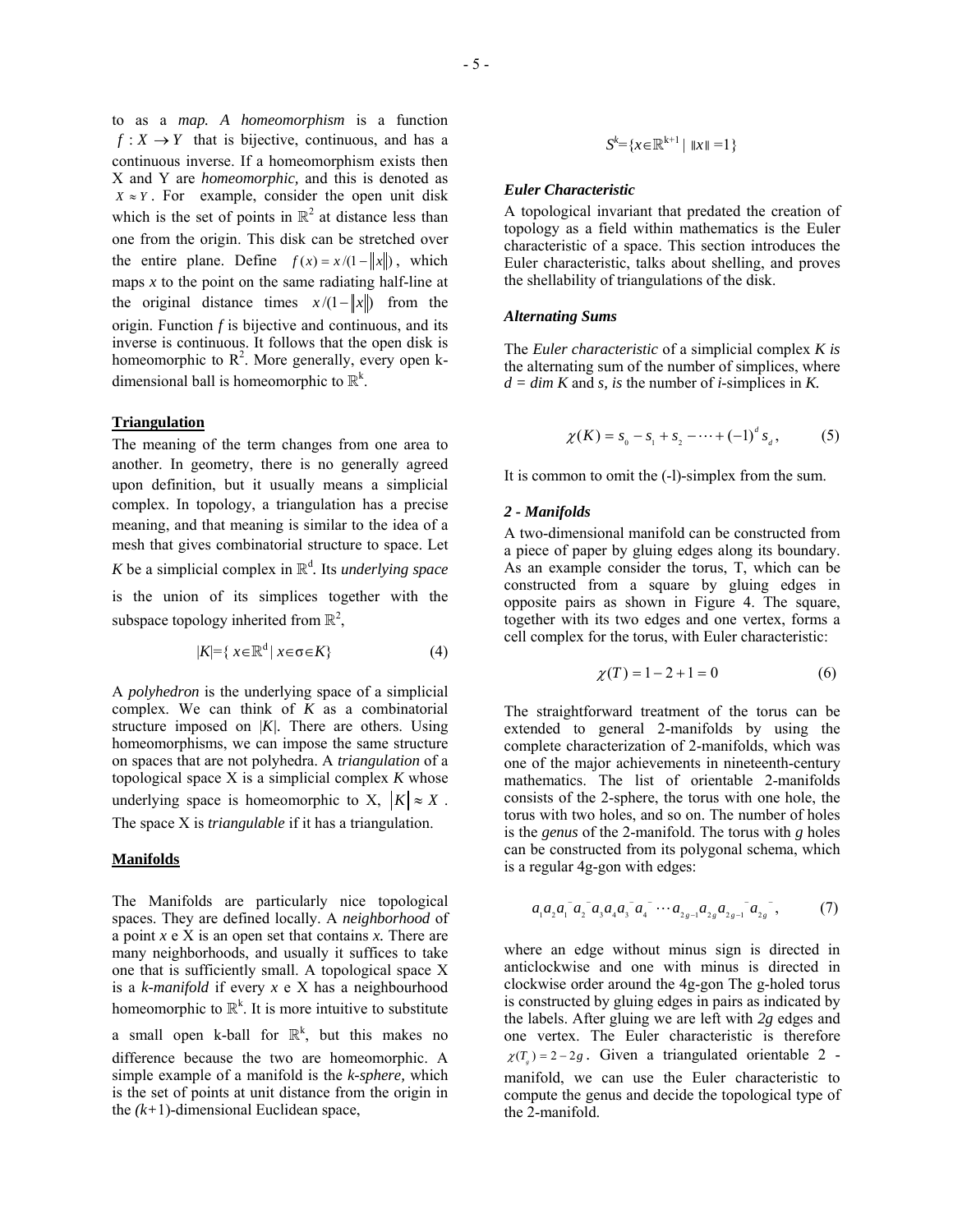to as a *map. A homeomorphism* is a function $f : X \rightarrow Y$ that is bijective, continuous, and has a continuous inverse. If a homeomorphism exists then X and Y are *homeomorphic,* and this is denoted as $X \approx Y$. For example, consider the open unit disk which is the set of points in $\mathbb{R}^2$ at distance less than one from the origin. This disk can be stretched over the entire plane. Define $f(x) = x/(1-\|x\|)$, which maps *x* to the point on the same radiating half-line at the original distance times $x/(1-\|x\|)$ from the origin. Function *f* is bijective and continuous, and its inverse is continuous. It follows that the open disk is homeomorphic to $R^2$. More generally, every open k-dimensional ball is homeomorphic to $\mathbb{R}^k$.

## Triangulation

The meaning of the term changes from one area to another. In geometry, there is no generally agreed upon definition, but it usually means a simplicial complex. In topology, a triangulation has a precise meaning, and that meaning is similar to the idea of a mesh that gives combinatorial structure to space. Let *K* be a simplicial complex in $\mathbb{R}^d$. Its *underlying space* is the union of its simplices together with the subspace topology inherited from $\mathbb{R}^2$,

$$|K|=\{ x\in\mathbb{R}^d \mid x\in\sigma\in K\} \tag{4}$$

A *polyhedron* is the underlying space of a simplicial complex. We can think of *K* as a combinatorial structure imposed on |*K*|. There are others. Using homeomorphisms, we can impose the same structure on spaces that are not polyhedra. A *triangulation* of a topological space X is a simplicial complex *K* whose underlying space is homeomorphic to X, $|K| \approx X$. The space X is *triangulable* if it has a triangulation.

## Manifolds

The Manifolds are particularly nice topological spaces. They are defined locally. A *neighborhood* of a point *x* e X is an open set that contains *x.* There are many neighborhoods, and usually it suffices to take one that is sufficiently small. A topological space X is a *k-manifold* if every *x* e X has a neighbourhood homeomorphic to $\mathbb{R}^k$. It is more intuitive to substitute a small open k-ball for $\mathbb{R}^k$, but this makes no difference because the two are homeomorphic. A simple example of a manifold is the *k-sphere,* which is the set of points at unit distance from the origin in the *(k+*1)-dimensional Euclidean space,

$$S^k=\{x\in\mathbb{R}^{k+1} \mid \|x\| =1\}$$

### *Euler Characteristic*

A topological invariant that predated the creation of topology as a field within mathematics is the Euler characteristic of a space. This section introduces the Euler characteristic, talks about shelling, and proves the shellability of triangulations of the disk.

### *Alternating Sums*

The *Euler characteristic* of a simplicial complex *K is* the alternating sum of the number of simplices, where *d = dim K* and *s, is* the number of *i*-simplices in *K.*

$$\chi(K) = s_0 - s_1 + s_2 - \cdots + (-1)^d s_d, \tag{5}$$

It is common to omit the (-l)-simplex from the sum.

### *2 - Manifolds*

A two-dimensional manifold can be constructed from a piece of paper by gluing edges along its boundary. As an example consider the torus, T, which can be constructed from a square by gluing edges in opposite pairs as shown in Figure 4. The square, together with its two edges and one vertex, forms a cell complex for the torus, with Euler characteristic:

$$\chi(T) = 1 - 2 + 1 = 0 \tag{6}$$

The straightforward treatment of the torus can be extended to general 2-manifolds by using the complete characterization of 2-manifolds, which was one of the major achievements in nineteenth-century mathematics. The list of orientable 2-manifolds consists of the 2-sphere, the torus with one hole, the torus with two holes, and so on. The number of holes is the *genus* of the 2-manifold. The torus with *g* holes can be constructed from its polygonal schema, which is a regular 4g-gon with edges:

$$a_1 a_2 a_1^{-} a_2^{-} a_3 a_4 a_3^{-} a_4^{-} \cdots a_{2g-1} a_{2g} a_{2g-1}^{-} a_{2g}^{-}, \tag{7}$$

where an edge without minus sign is directed in anticlockwise and one with minus is directed in clockwise order around the 4g-gon The g-holed torus is constructed by gluing edges in pairs as indicated by the labels. After gluing we are left with *2g* edges and one vertex. The Euler characteristic is therefore $\chi(T_g) = 2 - 2g$. Given a triangulated orientable 2 - manifold, we can use the Euler characteristic to compute the genus and decide the topological type of the 2-manifold.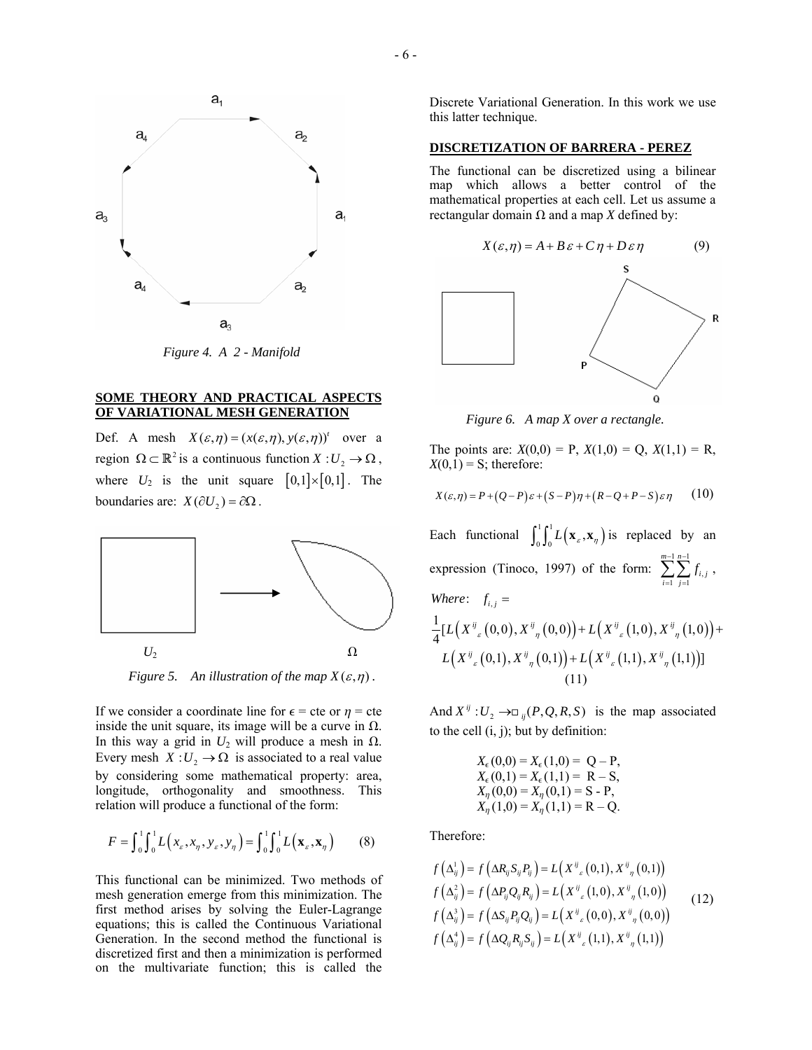*Figure 4. A 2 - Manifold*

## SOME THEORY AND PRACTICAL ASPECTS OF VARIATIONAL MESH GENERATION

Def. A mesh $X(\varepsilon,\eta) = (x(\varepsilon,\eta), y(\varepsilon,\eta))^t$ over a region $\Omega \subset \mathbb{R}^2$ is a continuous function $X : U_2 \to \Omega$, where $U_2$ is the unit square $[0,1]\times[0,1]$. The boundaries are: $X(\partial U_2) = \partial\Omega$.

*Figure 5. An illustration of the map $X(\varepsilon,\eta)$.*

If we consider a coordinate line for $\epsilon$ = cte or $\eta$ = cte inside the unit square, its image will be a curve in $\Omega$. In this way a grid in $U_2$ will produce a mesh in $\Omega$. Every mesh $X : U_2 \to \Omega$ is associated to a real value by considering some mathematical property: area, longitude, orthogonality and smoothness. This relation will produce a functional of the form:

$$F = \int_0^1\int_0^1 L\left(x_\varepsilon, x_\eta, y_\varepsilon, y_\eta\right) = \int_0^1\int_0^1 L\left(\mathbf{x}_\varepsilon, \mathbf{x}_\eta\right) \quad (8)$$

This functional can be minimized. Two methods of mesh generation emerge from this minimization. The first method arises by solving the Euler-Lagrange equations; this is called the Continuous Variational Generation. In the second method the functional is discretized first and then a minimization is performed on the multivariate function; this is called the Discrete Variational Generation. In this work we use this latter technique.

## DISCRETIZATION OF BARRERA - PEREZ

The functional can be discretized using a bilinear map which allows a better control of the mathematical properties at each cell. Let us assume a rectangular domain $\Omega$ and a map $X$ defined by:

$$X(\varepsilon,\eta) = A + B\varepsilon + C\eta + D\varepsilon\eta \quad (9)$$

*Figure 6. A map X over a rectangle.*

The points are: $X(0,0)$ = P, $X(1,0)$ = Q, $X(1,1)$ = R, $X(0,1)$ = S; therefore:

$$X(\varepsilon,\eta) = P + (Q-P)\varepsilon + (S-P)\eta + (R-Q+P-S)\varepsilon\eta \quad (10)$$

Each functional $\int_0^1\int_0^1 L\left(\mathbf{x}_\varepsilon, \mathbf{x}_\eta\right)$ is replaced by an expression (Tinoco, 1997) of the form: $\sum_{i=1}^{m-1}\sum_{j=1}^{n-1} f_{i,j}$,

*Where*: $f_{i,j} =$

$$\frac{1}{4}[L\left(X^{ij}{}_\varepsilon(0,0), X^{ij}{}_\eta(0,0)\right) + L\left(X^{ij}{}_\varepsilon(1,0), X^{ij}{}_\eta(1,0)\right) + L\left(X^{ij}{}_\varepsilon(0,1), X^{ij}{}_\eta(0,1)\right) + L\left(X^{ij}{}_\varepsilon(1,1), X^{ij}{}_\eta(1,1)\right)] \quad (11)$$

And $X^{ij} : U_2 \to \square_{ij}(P,Q,R,S)$ is the map associated to the cell (i, j); but by definition:

$$\begin{aligned}
X_\epsilon(0,0) &= X_\epsilon(1,0) = Q - P,\\
X_\epsilon(0,1) &= X_\epsilon(1,1) = R - S,\\
X_\eta(0,0) &= X_\eta(0,1) = S - P,\\
X_\eta(1,0) &= X_\eta(1,1) = R - Q.
\end{aligned}$$

Therefore:

$$\begin{aligned}
f\left(\Delta^1_{ij}\right) &= f\left(\Delta R_{ij} S_{ij} P_{ij}\right) = L\left(X^{ij}{}_\varepsilon(0,1), X^{ij}{}_\eta(0,1)\right)\\
f\left(\Delta^2_{ij}\right) &= f\left(\Delta P_{ij} Q_{ij} R_{ij}\right) = L\left(X^{ij}{}_\varepsilon(1,0), X^{ij}{}_\eta(1,0)\right)\\
f\left(\Delta^3_{ij}\right) &= f\left(\Delta S_{ij} P_{ij} Q_{ij}\right) = L\left(X^{ij}{}_\varepsilon(0,0), X^{ij}{}_\eta(0,0)\right)\\
f\left(\Delta^4_{ij}\right) &= f\left(\Delta Q_{ij} R_{ij} S_{ij}\right) = L\left(X^{ij}{}_\varepsilon(1,1), X^{ij}{}_\eta(1,1)\right)
\end{aligned} \quad (12)$$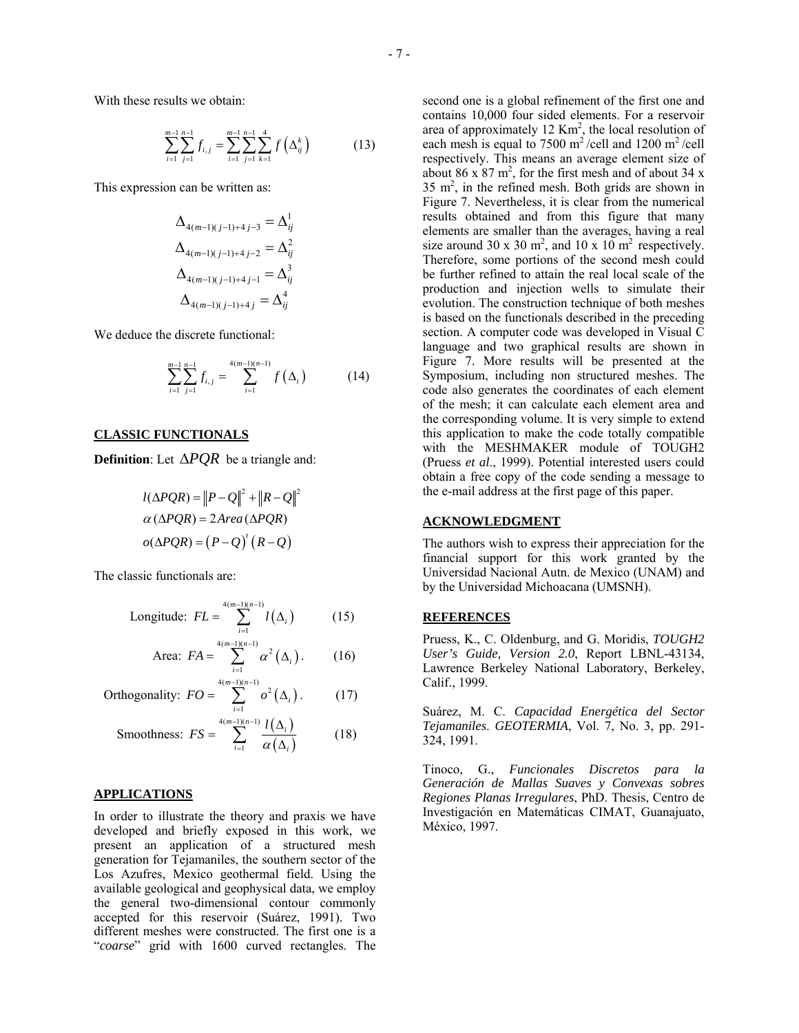With these results we obtain:

$$\sum_{i=1}^{m-1}\sum_{j=1}^{n-1} f_{i,j} = \sum_{i=1}^{m-1}\sum_{j=1}^{n-1}\sum_{k=1}^{4} f\left(\Delta_{ij}^{k}\right) \tag{13}$$

This expression can be written as:

$$\Delta_{4(m-1)(j-1)+4j-3} = \Delta_{ij}^{1}$$
$$\Delta_{4(m-1)(j-1)+4j-2} = \Delta_{ij}^{2}$$
$$\Delta_{4(m-1)(j-1)+4j-1} = \Delta_{ij}^{3}$$
$$\Delta_{4(m-1)(j-1)+4j} = \Delta_{ij}^{4}$$

We deduce the discrete functional:

$$\sum_{i=1}^{m-1}\sum_{j=1}^{n-1} f_{i,j} = \sum_{i=1}^{4(m-1)(n-1)} f\left(\Delta_i\right) \tag{14}$$

## CLASSIC FUNCTIONALS

**Definition**: Let $\Delta PQR$ be a triangle and:

$$l(\Delta PQR) = \|P-Q\|^2 + \|R-Q\|^2$$
$$\alpha(\Delta PQR) = 2Area(\Delta PQR)$$
$$o(\Delta PQR) = (P-Q)^t(R-Q)$$

The classic functionals are:

$$\text{Longitude: } FL = \sum_{i=1}^{4(m-1)(n-1)} l\left(\Delta_i\right) \tag{15}$$

$$\text{Area: } FA = \sum_{i=1}^{4(m-1)(n-1)} \alpha^2\left(\Delta_i\right). \tag{16}$$

$$\text{Orthogonality: } FO = \sum_{i=1}^{4(m-1)(n-1)} o^2\left(\Delta_i\right). \tag{17}$$

$$\text{Smoothness: } FS = \sum_{i=1}^{4(m-1)(n-1)} \frac{l\left(\Delta_i\right)}{\alpha\left(\Delta_i\right)} \tag{18}$$

## APPLICATIONS

In order to illustrate the theory and praxis we have developed and briefly exposed in this work, we present an application of a structured mesh generation for Tejamaniles, the southern sector of the Los Azufres, Mexico geothermal field. Using the available geological and geophysical data, we employ the general two-dimensional contour commonly accepted for this reservoir (Suárez, 1991). Two different meshes were constructed. The first one is a "*coarse*" grid with 1600 curved rectangles. The second one is a global refinement of the first one and contains 10,000 four sided elements. For a reservoir area of approximately 12 $Km^2$, the local resolution of each mesh is equal to 7500 $m^2$/cell and 1200 $m^2$/cell respectively. This means an average element size of about 86 x 87 $m^2$, for the first mesh and of about 34 x 35 $m^2$, in the refined mesh. Both grids are shown in Figure 7. Nevertheless, it is clear from the numerical results obtained and from this figure that many elements are smaller than the averages, having a real size around 30 x 30 $m^2$, and 10 x 10 $m^2$ respectively. Therefore, some portions of the second mesh could be further refined to attain the real local scale of the production and injection wells to simulate their evolution. The construction technique of both meshes is based on the functionals described in the preceding section. A computer code was developed in Visual C language and two graphical results are shown in Figure 7. More results will be presented at the Symposium, including non structured meshes. The code also generates the coordinates of each element of the mesh; it can calculate each element area and the corresponding volume. It is very simple to extend this application to make the code totally compatible with the MESHMAKER module of TOUGH2 (Pruess *et al*., 1999). Potential interested users could obtain a free copy of the code sending a message to the e-mail address at the first page of this paper.

## ACKNOWLEDGMENT

The authors wish to express their appreciation for the financial support for this work granted by the Universidad Nacional Autn. de Mexico (UNAM) and by the Universidad Michoacana (UMSNH).

## REFERENCES

Pruess, K., C. Oldenburg, and G. Moridis, *TOUGH2 User's Guide, Version 2.0*, Report LBNL-43134, Lawrence Berkeley National Laboratory, Berkeley, Calif., 1999.

Suárez, M. C. *Capacidad Energética del Sector Tejamaniles*. *GEOTERMIA*, Vol. 7, No. 3, pp. 291-324, 1991.

Tinoco, G., *Funcionales Discretos para la Generación de Mallas Suaves y Convexas sobres Regiones Planas Irregulares*, PhD. Thesis, Centro de Investigación en Matemáticas CIMAT, Guanajuato, México, 1997.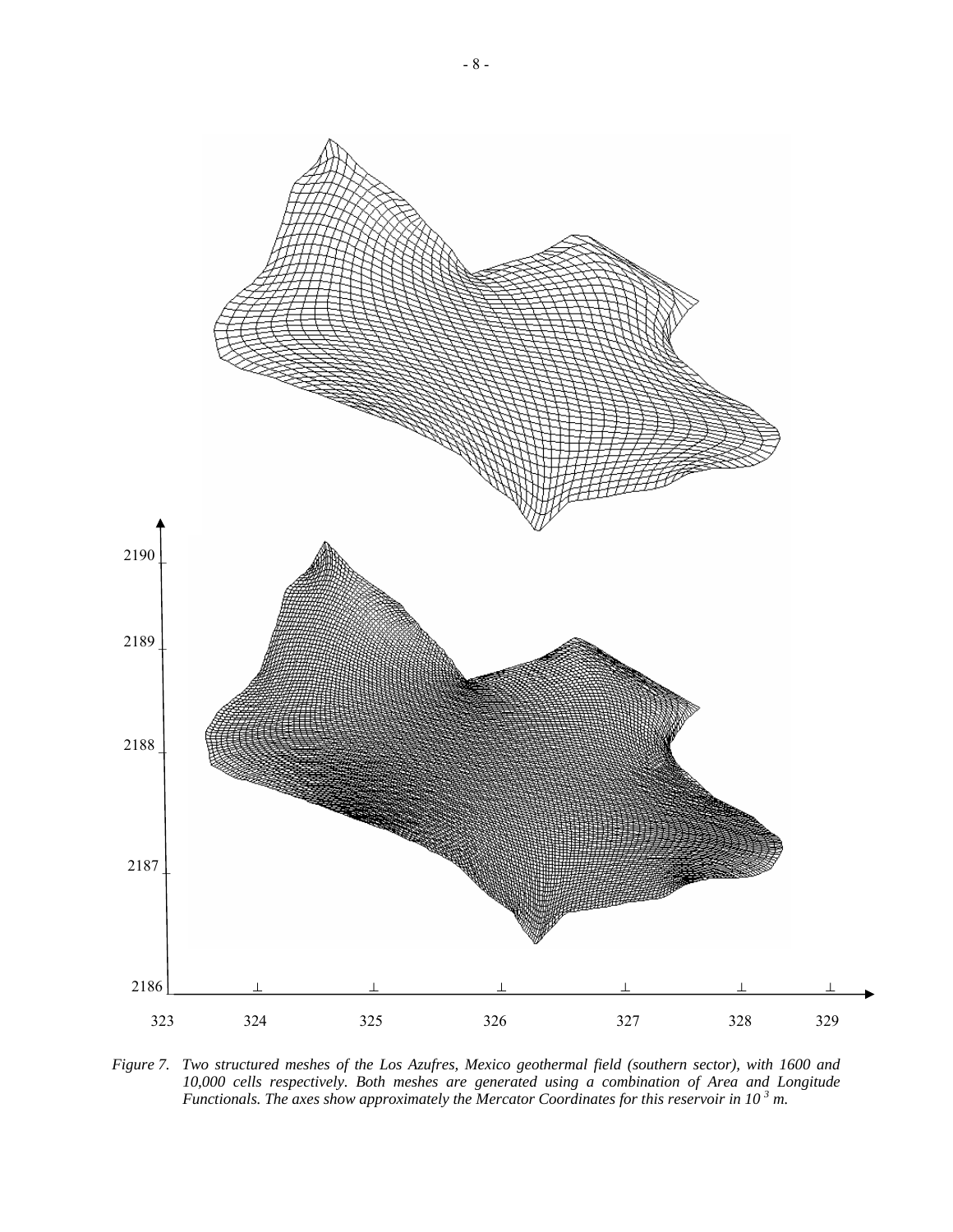*Figure 7. Two structured meshes of the Los Azufres, Mexico geothermal field (southern sector), with 1600 and 10,000 cells respectively. Both meshes are generated using a combination of Area and Longitude Functionals. The axes show approximately the Mercator Coordinates for this reservoir in $10^3$ m.*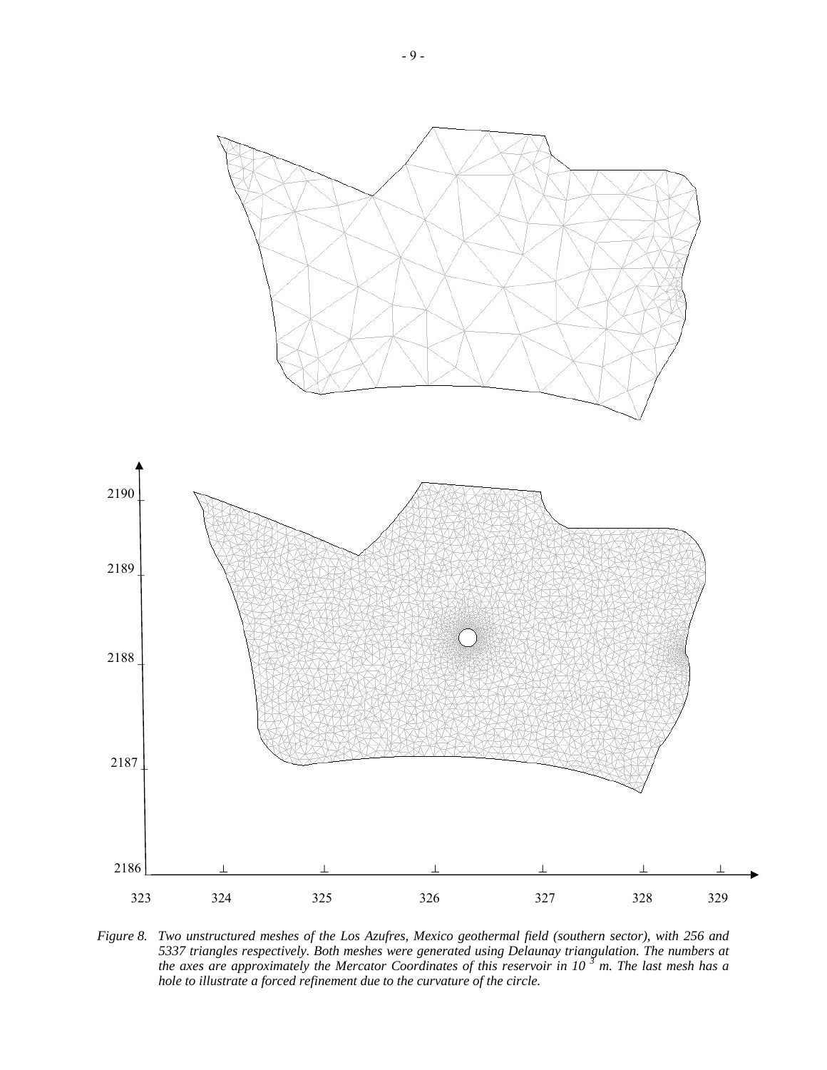2190

2189

2188

2187

2186

323 324 325 326 327 328 329

*Figure 8. Two unstructured meshes of the Los Azufres, Mexico geothermal field (southern sector), with 256 and 5337 triangles respectively. Both meshes were generated using Delaunay triangulation. The numbers at the axes are approximately the Mercator Coordinates of this reservoir in $10^3$ m. The last mesh has a hole to illustrate a forced refinement due to the curvature of the circle.*